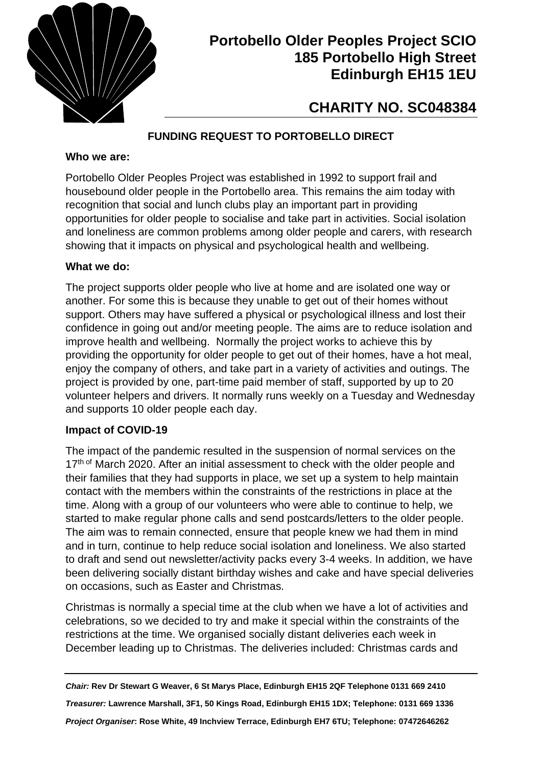# Portobello Older Peoples Project SCIO
# 185 Portobello High Street
# Edinburgh EH15 1EU

## CHARITY NO. SC048384

### FUNDING REQUEST TO PORTOBELLO DIRECT

**Who we are:**

Portobello Older Peoples Project was established in 1992 to support frail and housebound older people in the Portobello area. This remains the aim today with recognition that social and lunch clubs play an important part in providing opportunities for older people to socialise and take part in activities. Social isolation and loneliness are common problems among older people and carers, with research showing that it impacts on physical and psychological health and wellbeing.

**What we do:**

The project supports older people who live at home and are isolated one way or another. For some this is because they unable to get out of their homes without support. Others may have suffered a physical or psychological illness and lost their confidence in going out and/or meeting people. The aims are to reduce isolation and improve health and wellbeing. Normally the project works to achieve this by providing the opportunity for older people to get out of their homes, have a hot meal, enjoy the company of others, and take part in a variety of activities and outings. The project is provided by one, part-time paid member of staff, supported by up to 20 volunteer helpers and drivers. It normally runs weekly on a Tuesday and Wednesday and supports 10 older people each day.

**Impact of COVID-19**

The impact of the pandemic resulted in the suspension of normal services on the 17th of March 2020. After an initial assessment to check with the older people and their families that they had supports in place, we set up a system to help maintain contact with the members within the constraints of the restrictions in place at the time. Along with a group of our volunteers who were able to continue to help, we started to make regular phone calls and send postcards/letters to the older people. The aim was to remain connected, ensure that people knew we had them in mind and in turn, continue to help reduce social isolation and loneliness. We also started to draft and send out newsletter/activity packs every 3-4 weeks. In addition, we have been delivering socially distant birthday wishes and cake and have special deliveries on occasions, such as Easter and Christmas.

Christmas is normally a special time at the club when we have a lot of activities and celebrations, so we decided to try and make it special within the constraints of the restrictions at the time. We organised socially distant deliveries each week in December leading up to Christmas. The deliveries included: Christmas cards and

---

***Chair:*** **Rev Dr Stewart G Weaver, 6 St Marys Place, Edinburgh EH15 2QF Telephone 0131 669 2410**

***Treasurer:*** **Lawrence Marshall, 3F1, 50 Kings Road, Edinburgh EH15 1DX; Telephone: 0131 669 1336**

***Project Organiser*:** **Rose White, 49 Inchview Terrace, Edinburgh EH7 6TU; Telephone: 07472646262**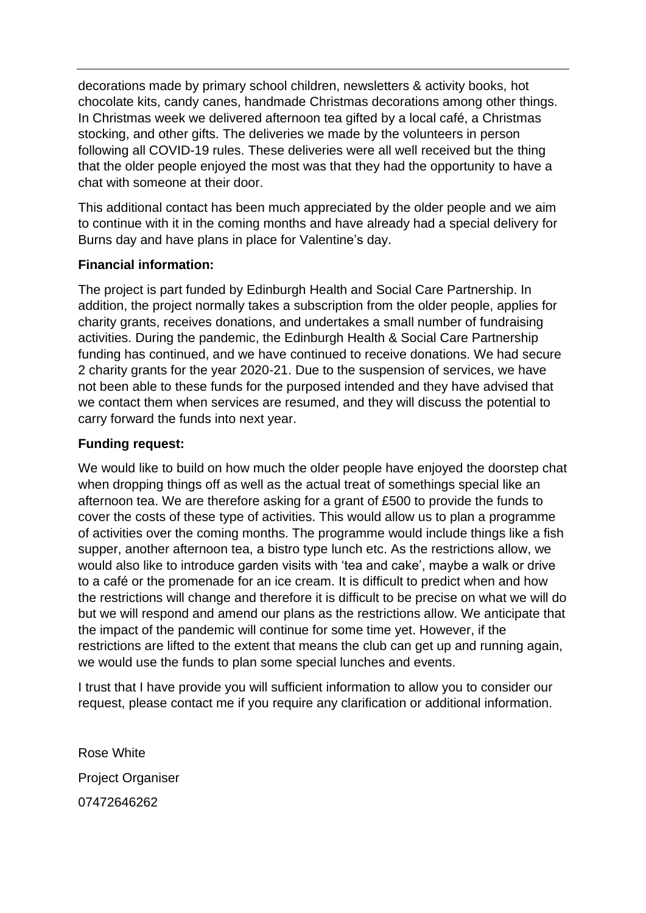decorations made by primary school children, newsletters & activity books, hot chocolate kits, candy canes, handmade Christmas decorations among other things. In Christmas week we delivered afternoon tea gifted by a local café, a Christmas stocking, and other gifts. The deliveries we made by the volunteers in person following all COVID-19 rules. These deliveries were all well received but the thing that the older people enjoyed the most was that they had the opportunity to have a chat with someone at their door.

This additional contact has been much appreciated by the older people and we aim to continue with it in the coming months and have already had a special delivery for Burns day and have plans in place for Valentine's day.

**Financial information:**

The project is part funded by Edinburgh Health and Social Care Partnership. In addition, the project normally takes a subscription from the older people, applies for charity grants, receives donations, and undertakes a small number of fundraising activities. During the pandemic, the Edinburgh Health & Social Care Partnership funding has continued, and we have continued to receive donations. We had secure 2 charity grants for the year 2020-21. Due to the suspension of services, we have not been able to these funds for the purposed intended and they have advised that we contact them when services are resumed, and they will discuss the potential to carry forward the funds into next year.

**Funding request:**

We would like to build on how much the older people have enjoyed the doorstep chat when dropping things off as well as the actual treat of somethings special like an afternoon tea. We are therefore asking for a grant of £500 to provide the funds to cover the costs of these type of activities. This would allow us to plan a programme of activities over the coming months. The programme would include things like a fish supper, another afternoon tea, a bistro type lunch etc. As the restrictions allow, we would also like to introduce garden visits with 'tea and cake', maybe a walk or drive to a café or the promenade for an ice cream. It is difficult to predict when and how the restrictions will change and therefore it is difficult to be precise on what we will do but we will respond and amend our plans as the restrictions allow. We anticipate that the impact of the pandemic will continue for some time yet. However, if the restrictions are lifted to the extent that means the club can get up and running again, we would use the funds to plan some special lunches and events.

I trust that I have provide you will sufficient information to allow you to consider our request, please contact me if you require any clarification or additional information.

Rose White

Project Organiser

07472646262